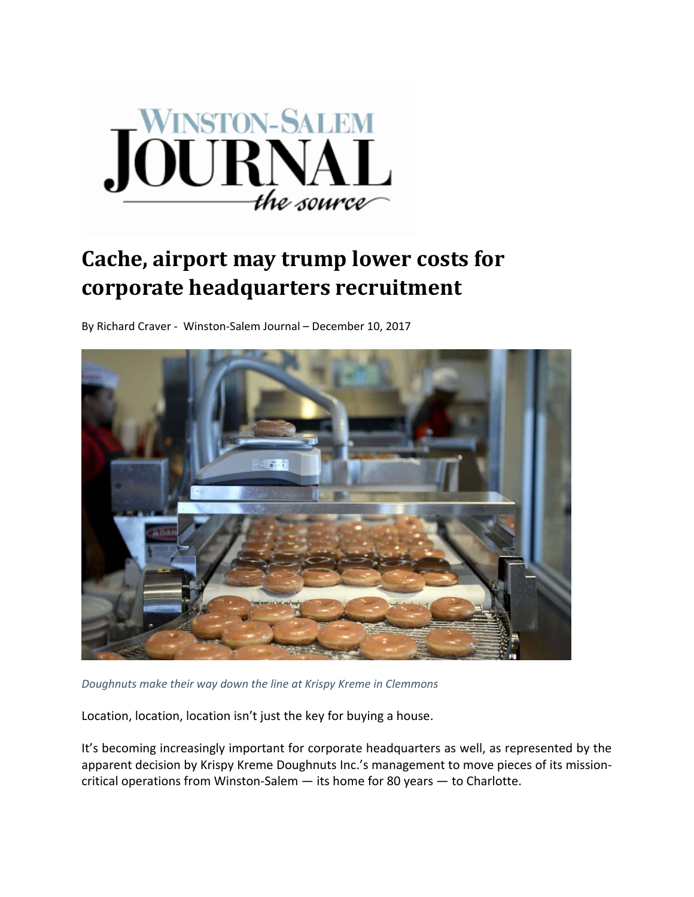# Cache, airport may trump lower costs for corporate headquarters recruitment

By Richard Craver - Winston-Salem Journal – December 10, 2017

*Doughnuts make their way down the line at Krispy Kreme in Clemmons*

Location, location, location isn't just the key for buying a house.

It's becoming increasingly important for corporate headquarters as well, as represented by the apparent decision by Krispy Kreme Doughnuts Inc.'s management to move pieces of its mission-critical operations from Winston-Salem — its home for 80 years — to Charlotte.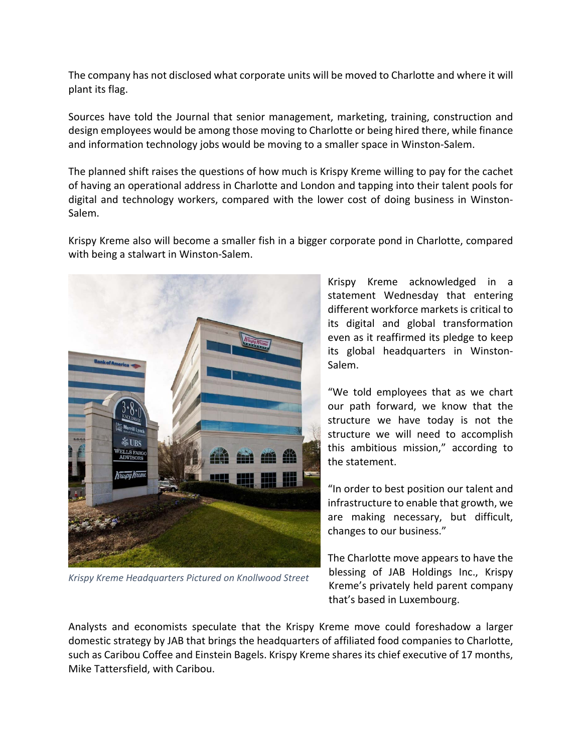The company has not disclosed what corporate units will be moved to Charlotte and where it will plant its flag.

Sources have told the Journal that senior management, marketing, training, construction and design employees would be among those moving to Charlotte or being hired there, while finance and information technology jobs would be moving to a smaller space in Winston-Salem.

The planned shift raises the questions of how much is Krispy Kreme willing to pay for the cachet of having an operational address in Charlotte and London and tapping into their talent pools for digital and technology workers, compared with the lower cost of doing business in Winston-Salem.

Krispy Kreme also will become a smaller fish in a bigger corporate pond in Charlotte, compared with being a stalwart in Winston-Salem.

*Krispy Kreme Headquarters Pictured on Knollwood Street*

Krispy Kreme acknowledged in a statement Wednesday that entering different workforce markets is critical to its digital and global transformation even as it reaffirmed its pledge to keep its global headquarters in Winston-Salem.

"We told employees that as we chart our path forward, we know that the structure we have today is not the structure we will need to accomplish this ambitious mission," according to the statement.

"In order to best position our talent and infrastructure to enable that growth, we are making necessary, but difficult, changes to our business."

The Charlotte move appears to have the blessing of JAB Holdings Inc., Krispy Kreme's privately held parent company that's based in Luxembourg.

Analysts and economists speculate that the Krispy Kreme move could foreshadow a larger domestic strategy by JAB that brings the headquarters of affiliated food companies to Charlotte, such as Caribou Coffee and Einstein Bagels. Krispy Kreme shares its chief executive of 17 months, Mike Tattersfield, with Caribou.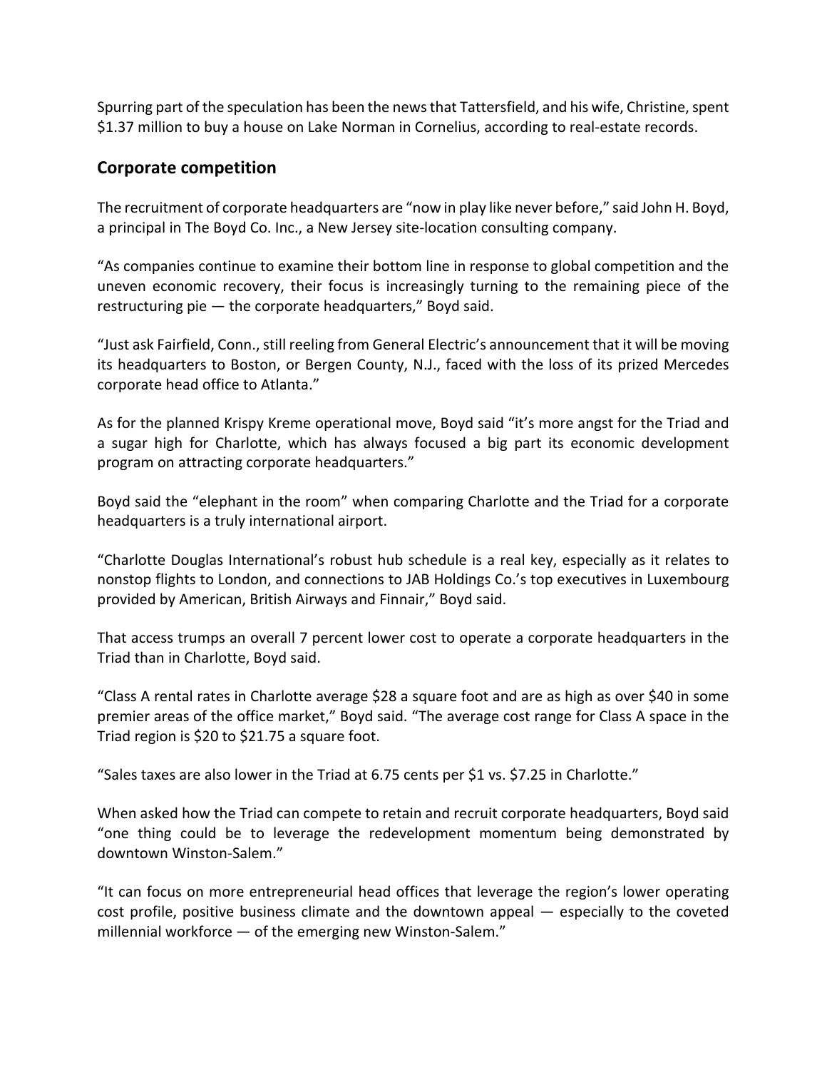Spurring part of the speculation has been the news that Tattersfield, and his wife, Christine, spent $1.37 million to buy a house on Lake Norman in Cornelius, according to real-estate records.

## Corporate competition

The recruitment of corporate headquarters are "now in play like never before," said John H. Boyd, a principal in The Boyd Co. Inc., a New Jersey site-location consulting company.

"As companies continue to examine their bottom line in response to global competition and the uneven economic recovery, their focus is increasingly turning to the remaining piece of the restructuring pie — the corporate headquarters," Boyd said.

"Just ask Fairfield, Conn., still reeling from General Electric's announcement that it will be moving its headquarters to Boston, or Bergen County, N.J., faced with the loss of its prized Mercedes corporate head office to Atlanta."

As for the planned Krispy Kreme operational move, Boyd said "it's more angst for the Triad and a sugar high for Charlotte, which has always focused a big part its economic development program on attracting corporate headquarters."

Boyd said the "elephant in the room" when comparing Charlotte and the Triad for a corporate headquarters is a truly international airport.

"Charlotte Douglas International's robust hub schedule is a real key, especially as it relates to nonstop flights to London, and connections to JAB Holdings Co.'s top executives in Luxembourg provided by American, British Airways and Finnair," Boyd said.

That access trumps an overall 7 percent lower cost to operate a corporate headquarters in the Triad than in Charlotte, Boyd said.

"Class A rental rates in Charlotte average $28 a square foot and are as high as over $40 in some premier areas of the office market," Boyd said. "The average cost range for Class A space in the Triad region is $20 to $21.75 a square foot.

"Sales taxes are also lower in the Triad at 6.75 cents per $1 vs. $7.25 in Charlotte."

When asked how the Triad can compete to retain and recruit corporate headquarters, Boyd said "one thing could be to leverage the redevelopment momentum being demonstrated by downtown Winston-Salem."

"It can focus on more entrepreneurial head offices that leverage the region's lower operating cost profile, positive business climate and the downtown appeal — especially to the coveted millennial workforce — of the emerging new Winston-Salem."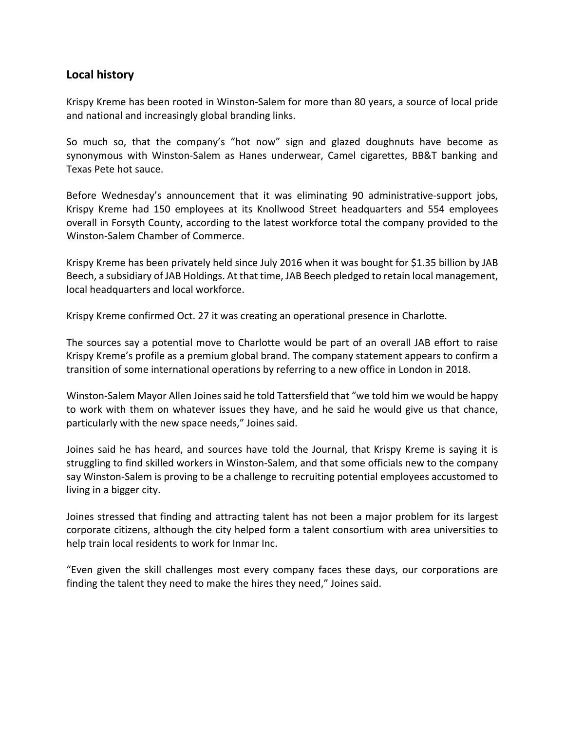## Local history

Krispy Kreme has been rooted in Winston-Salem for more than 80 years, a source of local pride and national and increasingly global branding links.

So much so, that the company's "hot now" sign and glazed doughnuts have become as synonymous with Winston-Salem as Hanes underwear, Camel cigarettes, BB&T banking and Texas Pete hot sauce.

Before Wednesday's announcement that it was eliminating 90 administrative-support jobs, Krispy Kreme had 150 employees at its Knollwood Street headquarters and 554 employees overall in Forsyth County, according to the latest workforce total the company provided to the Winston-Salem Chamber of Commerce.

Krispy Kreme has been privately held since July 2016 when it was bought for $1.35 billion by JAB Beech, a subsidiary of JAB Holdings. At that time, JAB Beech pledged to retain local management, local headquarters and local workforce.

Krispy Kreme confirmed Oct. 27 it was creating an operational presence in Charlotte.

The sources say a potential move to Charlotte would be part of an overall JAB effort to raise Krispy Kreme's profile as a premium global brand. The company statement appears to confirm a transition of some international operations by referring to a new office in London in 2018.

Winston-Salem Mayor Allen Joines said he told Tattersfield that "we told him we would be happy to work with them on whatever issues they have, and he said he would give us that chance, particularly with the new space needs," Joines said.

Joines said he has heard, and sources have told the Journal, that Krispy Kreme is saying it is struggling to find skilled workers in Winston-Salem, and that some officials new to the company say Winston-Salem is proving to be a challenge to recruiting potential employees accustomed to living in a bigger city.

Joines stressed that finding and attracting talent has not been a major problem for its largest corporate citizens, although the city helped form a talent consortium with area universities to help train local residents to work for Inmar Inc.

"Even given the skill challenges most every company faces these days, our corporations are finding the talent they need to make the hires they need," Joines said.